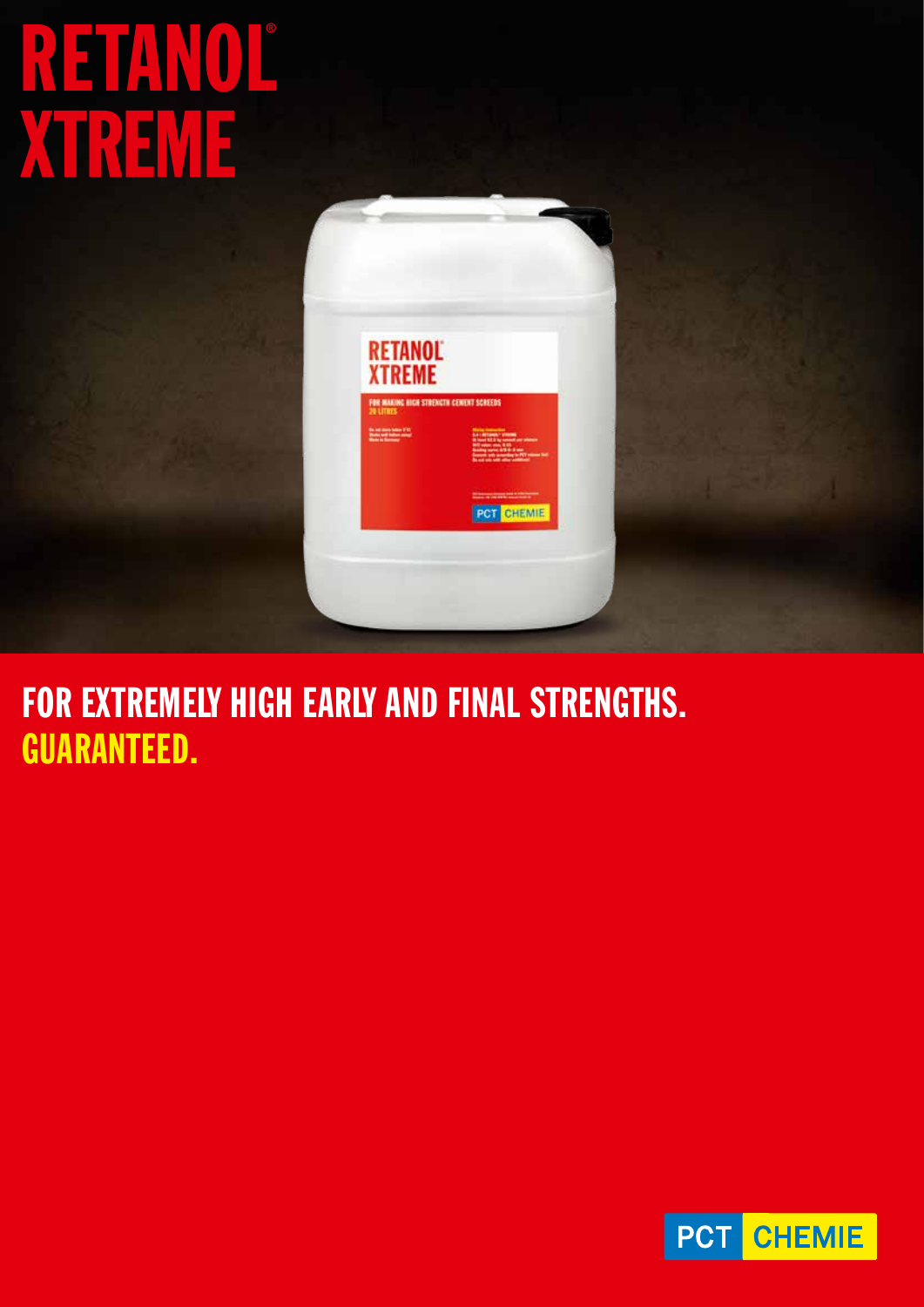# RETANOL® XTREME

## FOR EXTREMELY HIGH EARLY AND FINAL STRENGTHS. GUARANTEED.

PCT CHEMIE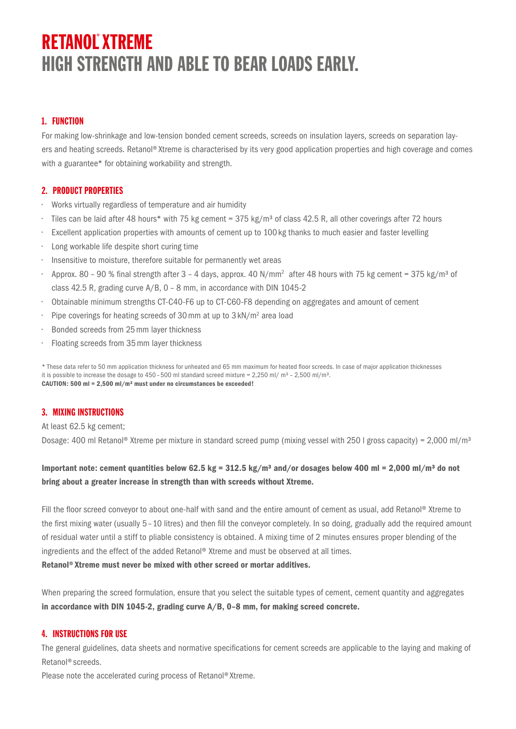# RETANOL® XTREME
# HIGH STRENGTH AND ABLE TO BEAR LOADS EARLY.

## 1. FUNCTION

For making low-shrinkage and low-tension bonded cement screeds, screeds on insulation layers, screeds on separation layers and heating screeds. Retanol® Xtreme is characterised by its very good application properties and high coverage and comes with a guarantee* for obtaining workability and strength.

## 2. PRODUCT PROPERTIES

- Works virtually regardless of temperature and air humidity
- Tiles can be laid after 48 hours* with 75 kg cement = 375 kg/m³ of class 42.5 R, all other coverings after 72 hours
- Excellent application properties with amounts of cement up to 100 kg thanks to much easier and faster levelling
- Long workable life despite short curing time
- Insensitive to moisture, therefore suitable for permanently wet areas
- Approx. 80 – 90 % final strength after 3 – 4 days, approx. 40 N/mm² after 48 hours with 75 kg cement = 375 kg/m³ of class 42.5 R, grading curve A/B, 0 – 8 mm, in accordance with DIN 1045-2
- Obtainable minimum strengths CT-C40-F6 up to CT-C60-F8 depending on aggregates and amount of cement
- Pipe coverings for heating screeds of 30 mm at up to 3 kN/m² area load
- Bonded screeds from 25 mm layer thickness
- Floating screeds from 35 mm layer thickness

\* These data refer to 50 mm application thickness for unheated and 65 mm maximum for heated floor screeds. In case of major application thicknesses it is possible to increase the dosage to 450 – 500 ml standard screed mixture = 2,250 ml/ m³ – 2,500 ml/m³.
**CAUTION: 500 ml = 2,500 ml/m³ must under no circumstances be exceeded!**

## 3. MIXING INSTRUCTIONS

At least 62.5 kg cement;
Dosage: 400 ml Retanol® Xtreme per mixture in standard screed pump (mixing vessel with 250 l gross capacity) = 2,000 ml/m³

**Important note: cement quantities below 62.5 kg = 312.5 kg/m³ and/or dosages below 400 ml = 2,000 ml/m³ do not bring about a greater increase in strength than with screeds without Xtreme.**

Fill the floor screed conveyor to about one-half with sand and the entire amount of cement as usual, add Retanol® Xtreme to the first mixing water (usually 5 – 10 litres) and then fill the conveyor completely. In so doing, gradually add the required amount of residual water until a stiff to pliable consistency is obtained. A mixing time of 2 minutes ensures proper blending of the ingredients and the effect of the added Retanol® Xtreme and must be observed at all times.
**Retanol® Xtreme must never be mixed with other screed or mortar additives.**

When preparing the screed formulation, ensure that you select the suitable types of cement, cement quantity and aggregates **in accordance with DIN 1045-2, grading curve A/B, 0–8 mm, for making screed concrete.**

## 4. INSTRUCTIONS FOR USE

The general guidelines, data sheets and normative specifications for cement screeds are applicable to the laying and making of Retanol® screeds.
Please note the accelerated curing process of Retanol® Xtreme.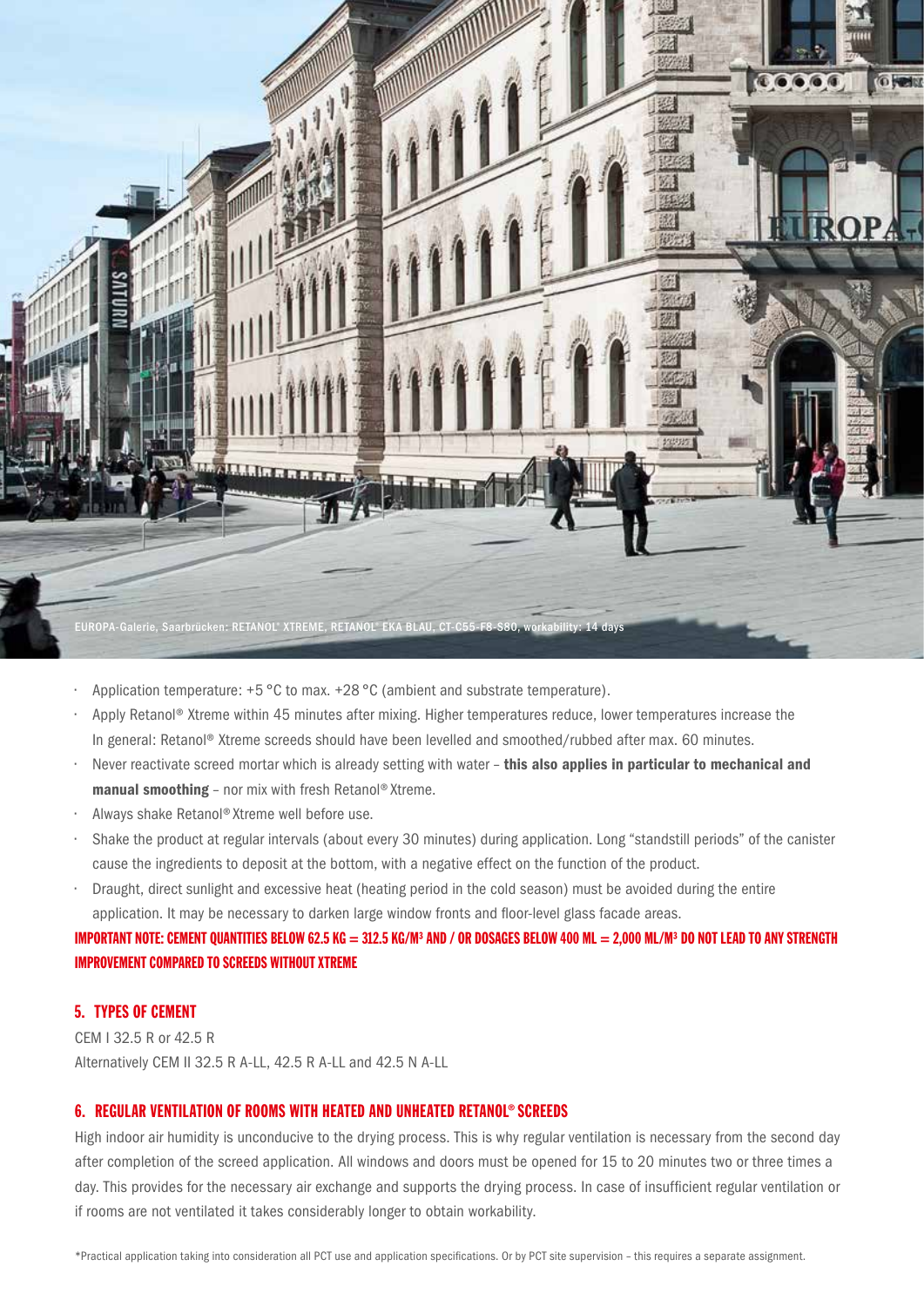EUROPA-Galerie, Saarbrücken: RETANOL® XTREME, RETANOL® EKA BLAU, CT-C55-F8-S80, workability: 14 days

- Application temperature: +5 °C to max. +28 °C (ambient and substrate temperature).
- Apply Retanol® Xtreme within 45 minutes after mixing. Higher temperatures reduce, lower temperatures increase the In general: Retanol® Xtreme screeds should have been levelled and smoothed/rubbed after max. 60 minutes.
- Never reactivate screed mortar which is already setting with water – **this also applies in particular to mechanical and manual smoothing** – nor mix with fresh Retanol® Xtreme.
- Always shake Retanol® Xtreme well before use.
- Shake the product at regular intervals (about every 30 minutes) during application. Long "standstill periods" of the canister cause the ingredients to deposit at the bottom, with a negative effect on the function of the product.
- Draught, direct sunlight and excessive heat (heating period in the cold season) must be avoided during the entire application. It may be necessary to darken large window fronts and floor-level glass facade areas.

**IMPORTANT NOTE: CEMENT QUANTITIES BELOW 62.5 KG = 312.5 KG/M³ AND / OR DOSAGES BELOW 400 ML = 2,000 ML/M³ DO NOT LEAD TO ANY STRENGTH IMPROVEMENT COMPARED TO SCREEDS WITHOUT XTREME**

## 5. TYPES OF CEMENT

CEM I 32.5 R or 42.5 R
Alternatively CEM II 32.5 R A-LL, 42.5 R A-LL and 42.5 N A-LL

## 6. REGULAR VENTILATION OF ROOMS WITH HEATED AND UNHEATED RETANOL® SCREEDS

High indoor air humidity is unconducive to the drying process. This is why regular ventilation is necessary from the second day after completion of the screed application. All windows and doors must be opened for 15 to 20 minutes two or three times a day. This provides for the necessary air exchange and supports the drying process. In case of insufficient regular ventilation or if rooms are not ventilated it takes considerably longer to obtain workability.

*Practical application taking into consideration all PCT use and application specifications. Or by PCT site supervision – this requires a separate assignment.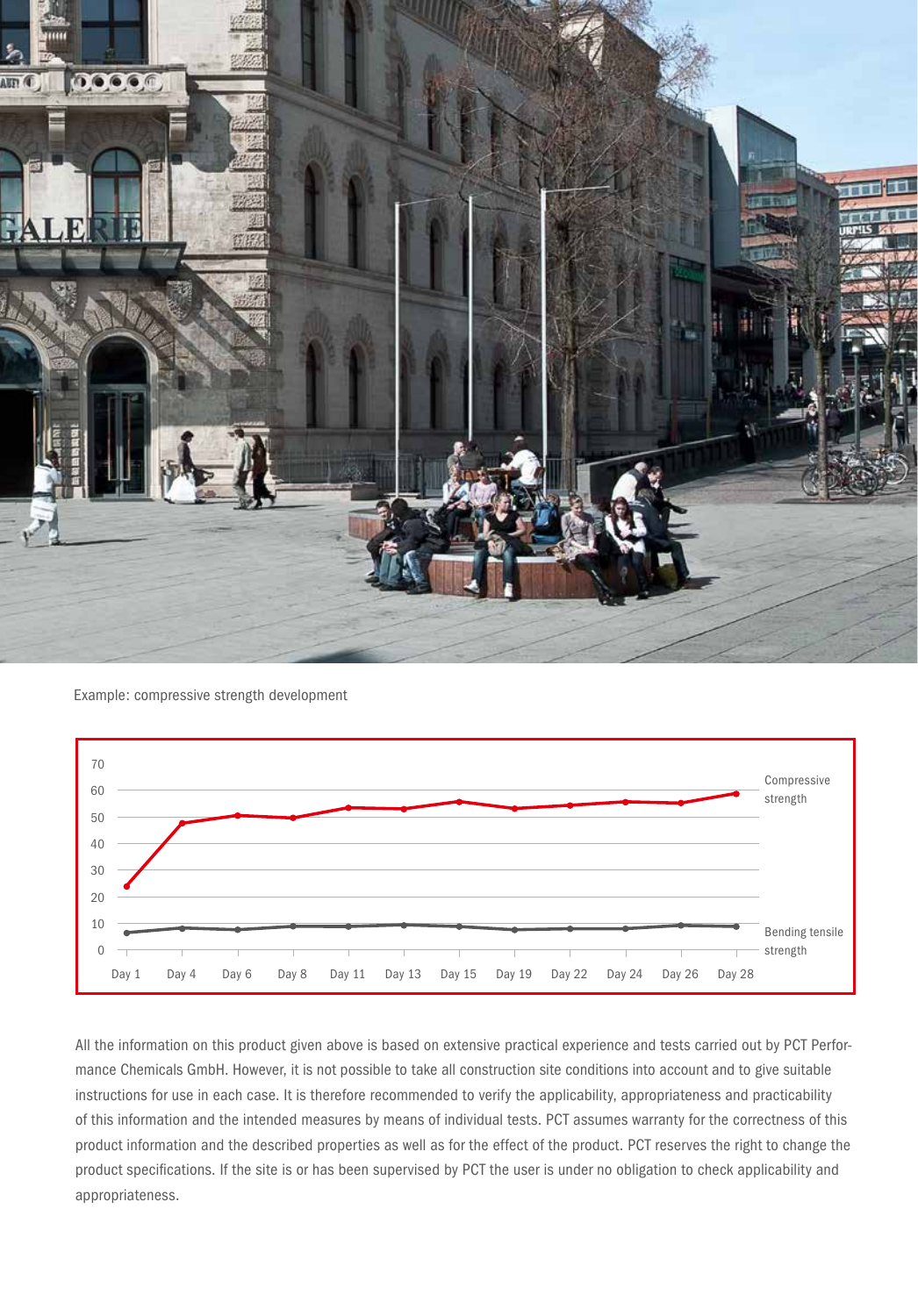Example: compressive strength development

70
60
50
40
30
20
10
0

Day 1 Day 4 Day 6 Day 8 Day 11 Day 13 Day 15 Day 19 Day 22 Day 24 Day 26 Day 28

Compressive strength

Bending tensile strength

All the information on this product given above is based on extensive practical experience and tests carried out by PCT Performance Chemicals GmbH. However, it is not possible to take all construction site conditions into account and to give suitable instructions for use in each case. It is therefore recommended to verify the applicability, appropriateness and practicability of this information and the intended measures by means of individual tests. PCT assumes warranty for the correctness of this product information and the described properties as well as for the effect of the product. PCT reserves the right to change the product specifications. If the site is or has been supervised by PCT the user is under no obligation to check applicability and appropriateness.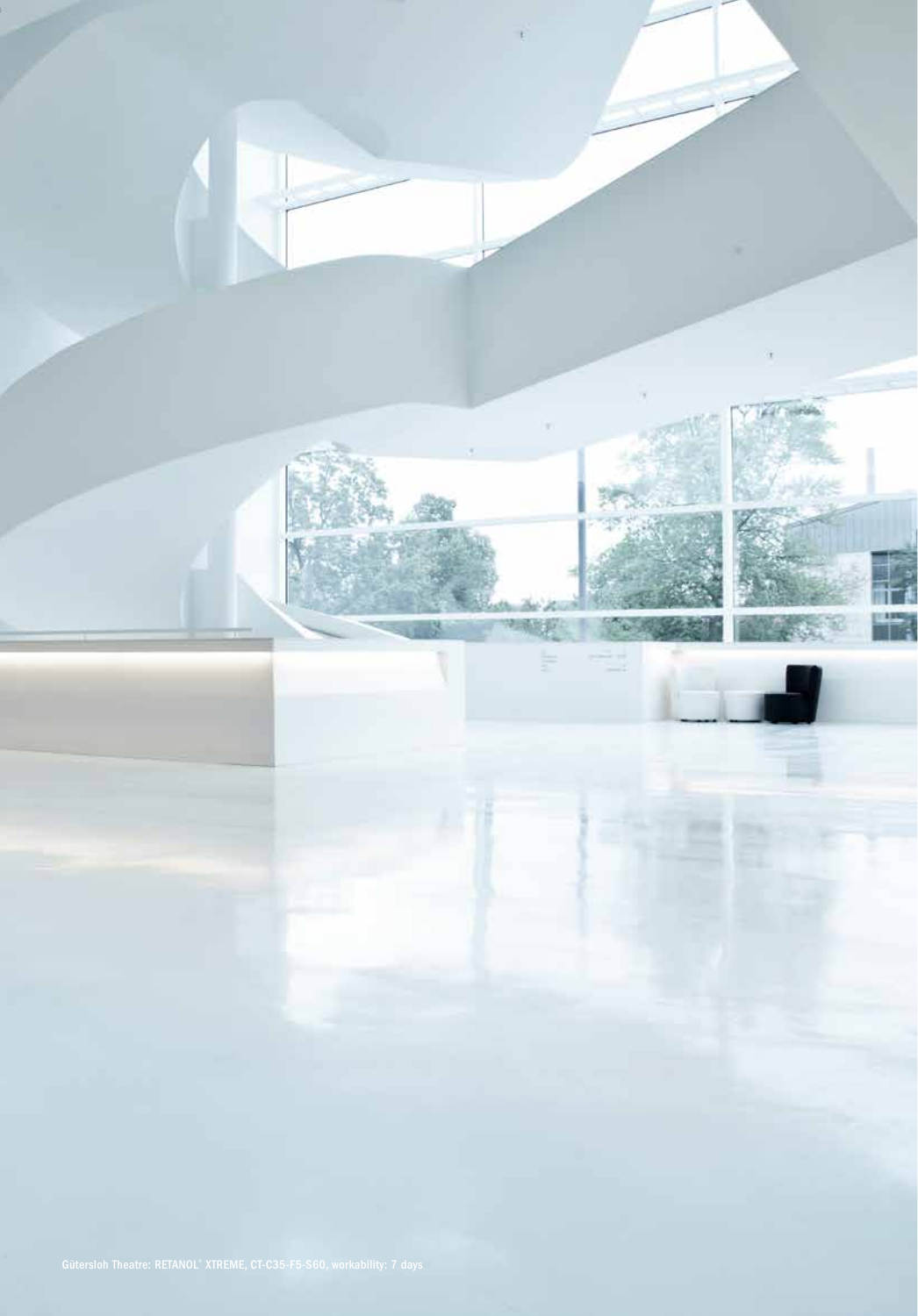Gütersloh Theatre: RETANOL® XTREME, CT-C35-F5-S60, workability: 7 days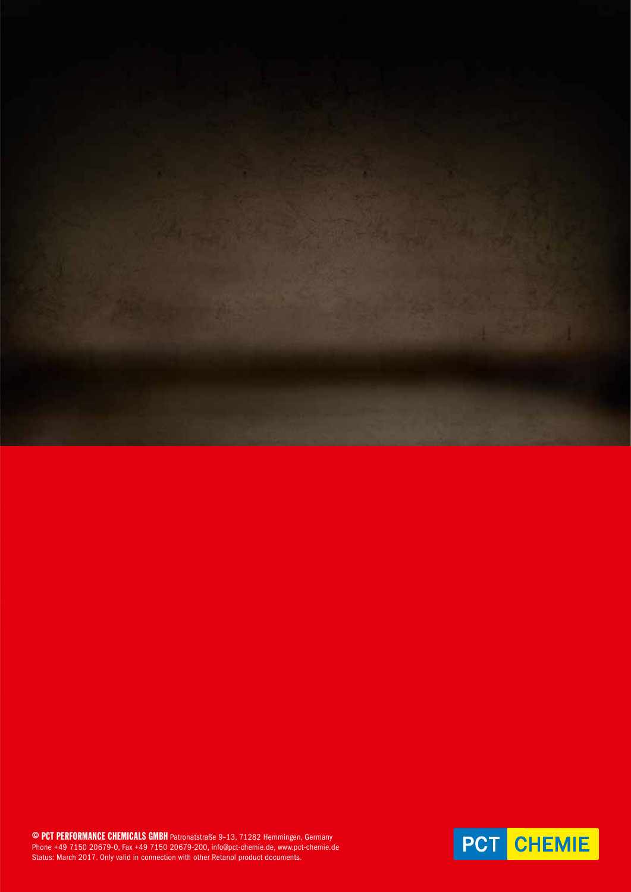**© PCT PERFORMANCE CHEMICALS GMBH** Patronatstraße 9–13, 71282 Hemmingen, Germany
Phone +49 7150 20679-0, Fax +49 7150 20679-200, info@pct-chemie.de, www.pct-chemie.de
Status: March 2017. Only valid in connection with other Retanol product documents.

PCT CHEMIE